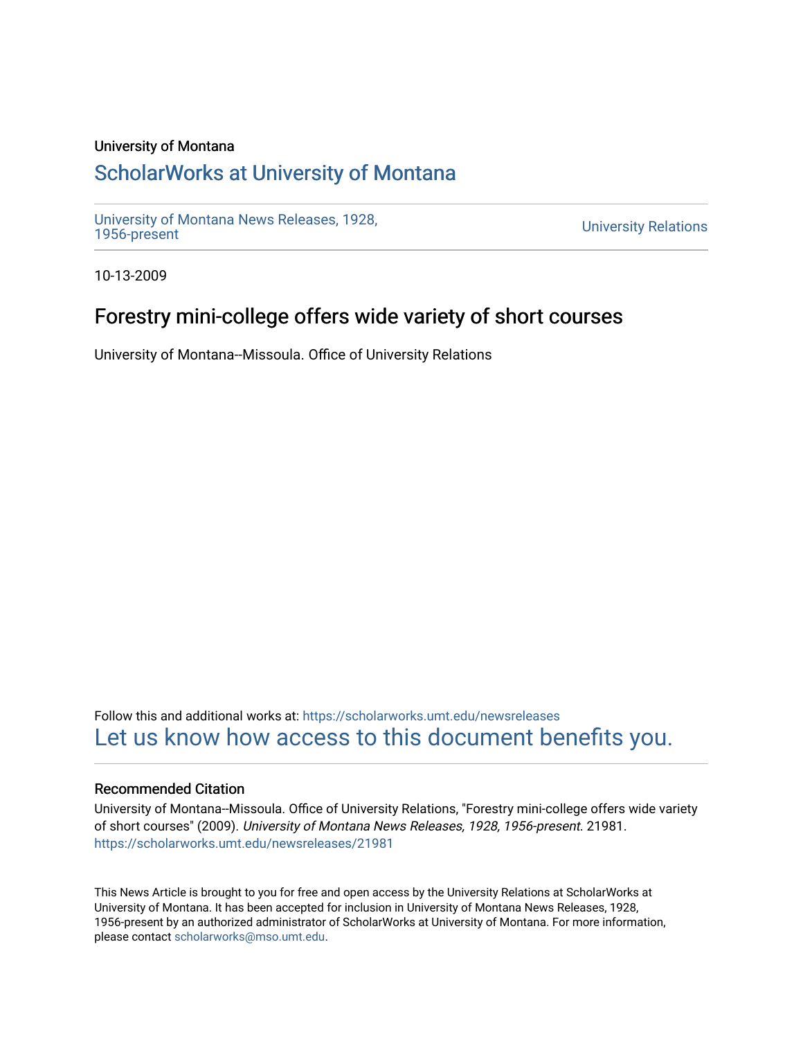University of Montana

# ScholarWorks at University of Montana

University of Montana News Releases, 1928, 1956-present

University Relations

10-13-2009

## Forestry mini-college offers wide variety of short courses

University of Montana--Missoula. Office of University Relations

Follow this and additional works at: https://scholarworks.umt.edu/newsreleases

Let us know how access to this document benefits you.

### Recommended Citation

University of Montana--Missoula. Office of University Relations, "Forestry mini-college offers wide variety of short courses" (2009). *University of Montana News Releases, 1928, 1956-present*. 21981.
https://scholarworks.umt.edu/newsreleases/21981

This News Article is brought to you for free and open access by the University Relations at ScholarWorks at University of Montana. It has been accepted for inclusion in University of Montana News Releases, 1928, 1956-present by an authorized administrator of ScholarWorks at University of Montana. For more information, please contact scholarworks@mso.umt.edu.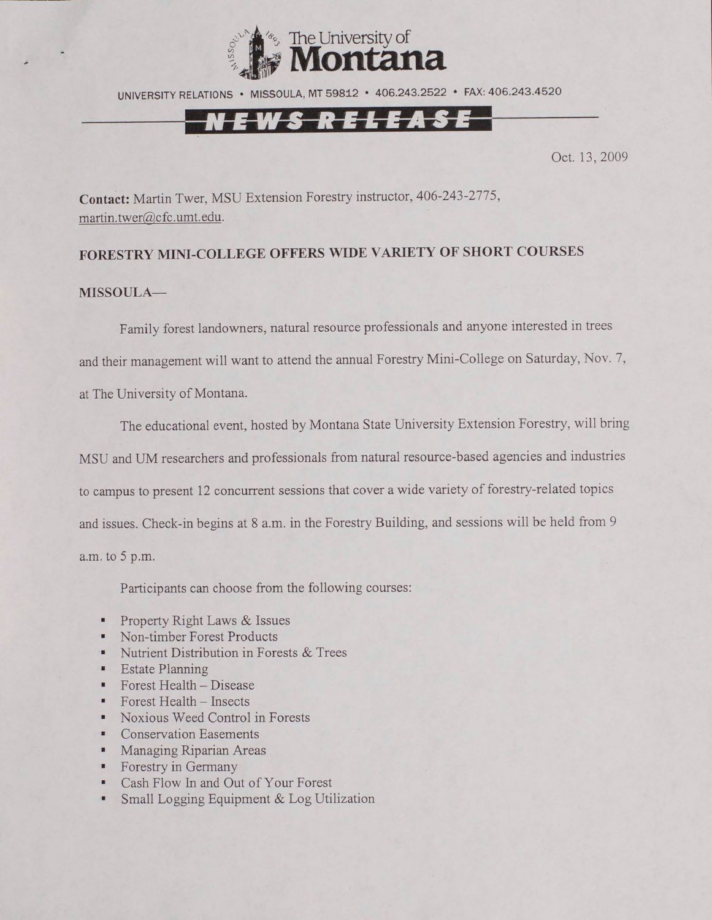The University of **Montana**

UNIVERSITY RELATIONS • MISSOULA, MT 59812 • 406.243.2522 • FAX: 406.243.4520

**NEWS RELEASE**

Oct. 13, 2009

**Contact:** Martin Twer, MSU Extension Forestry instructor, 406-243-2775, martin.twer@cfc.umt.edu.

**FORESTRY MINI-COLLEGE OFFERS WIDE VARIETY OF SHORT COURSES**

**MISSOULA**—

Family forest landowners, natural resource professionals and anyone interested in trees and their management will want to attend the annual Forestry Mini-College on Saturday, Nov. 7, at The University of Montana.

The educational event, hosted by Montana State University Extension Forestry, will bring MSU and UM researchers and professionals from natural resource-based agencies and industries to campus to present 12 concurrent sessions that cover a wide variety of forestry-related topics and issues. Check-in begins at 8 a.m. in the Forestry Building, and sessions will be held from 9 a.m. to 5 p.m.

Participants can choose from the following courses:

- Property Right Laws & Issues
- Non-timber Forest Products
- Nutrient Distribution in Forests & Trees
- Estate Planning
- Forest Health – Disease
- Forest Health – Insects
- Noxious Weed Control in Forests
- Conservation Easements
- Managing Riparian Areas
- Forestry in Germany
- Cash Flow In and Out of Your Forest
- Small Logging Equipment & Log Utilization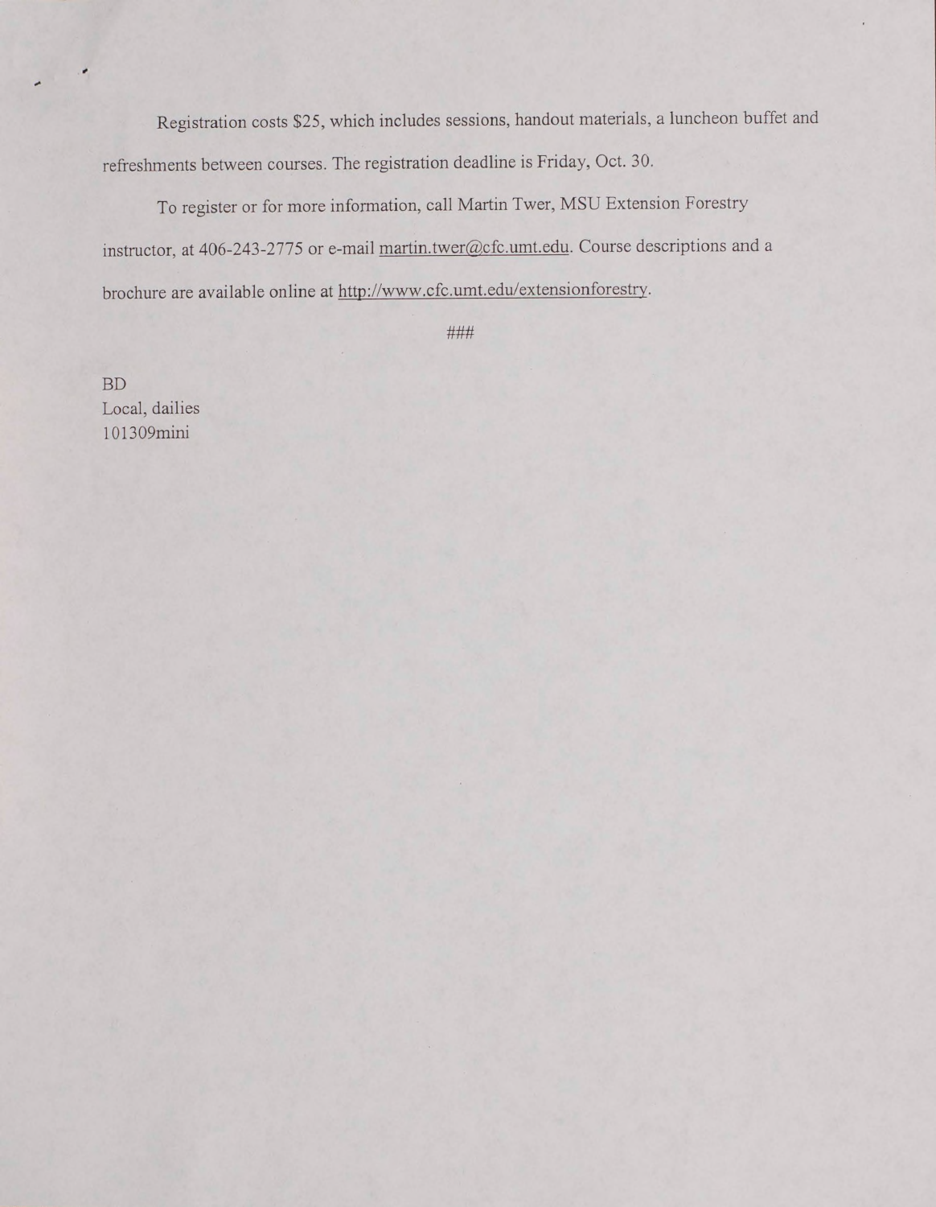Registration costs $25, which includes sessions, handout materials, a luncheon buffet and refreshments between courses. The registration deadline is Friday, Oct. 30.

To register or for more information, call Martin Twer, MSU Extension Forestry instructor, at 406-243-2775 or e-mail martin.twer@cfc.umt.edu. Course descriptions and a brochure are available online at http://www.cfc.umt.edu/extensionforestry.

###

BD
Local, dailies
101309mini